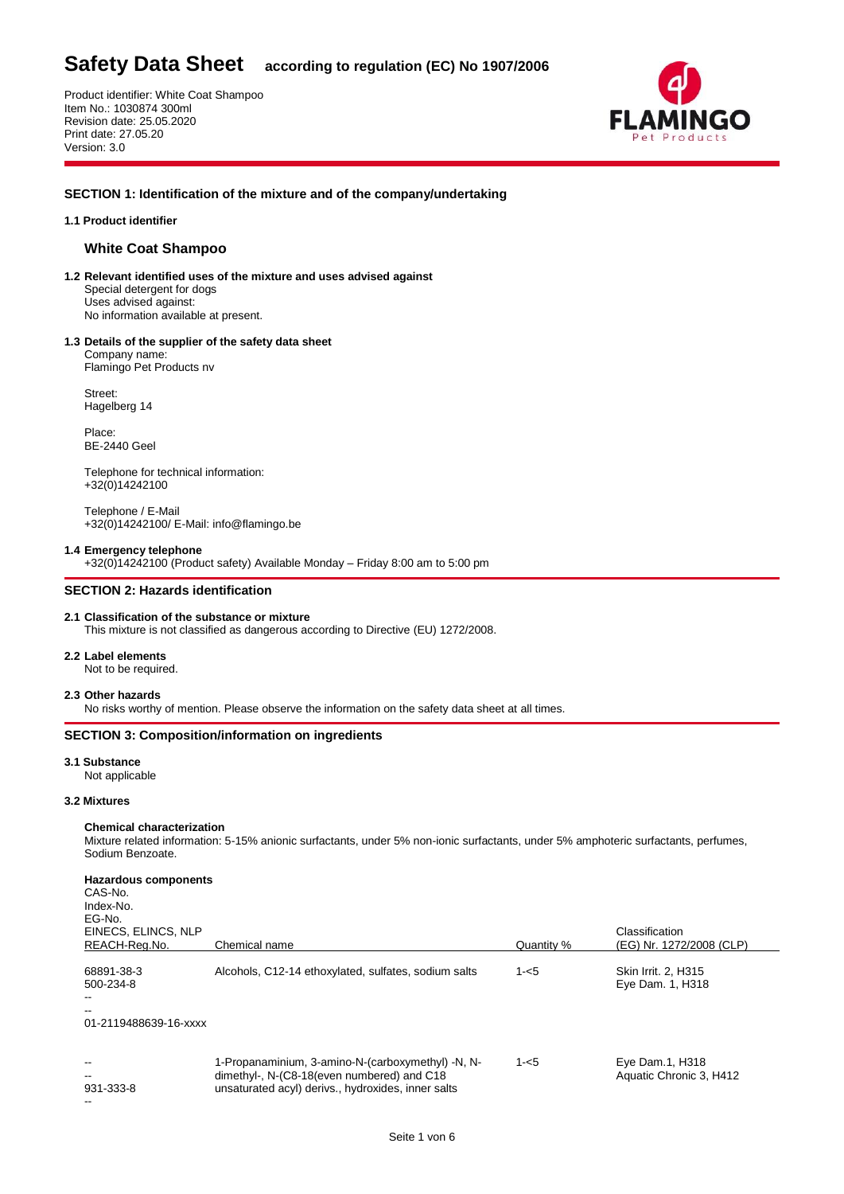# Safety Data Sheet according to regulation (EC) No 1907/2006

Product identifier: White Coat Shampoo
Item No.: 1030874 300ml
Revision date: 25.05.2020
Print date: 27.05.20
Version: 3.0

## SECTION 1: Identification of the mixture and of the company/undertaking

### 1.1 Product identifier

**White Coat Shampoo**

### 1.2 Relevant identified uses of the mixture and uses advised against

Special detergent for dogs
Uses advised against:
No information available at present.

### 1.3 Details of the supplier of the safety data sheet

Company name:
Flamingo Pet Products nv

Street:
Hagelberg 14

Place:
BE-2440 Geel

Telephone for technical information:
+32(0)14242100

Telephone / E-Mail
+32(0)14242100/ E-Mail: info@flamingo.be

### 1.4 Emergency telephone

+32(0)14242100 (Product safety) Available Monday – Friday 8:00 am to 5:00 pm

## SECTION 2: Hazards identification

### 2.1 Classification of the substance or mixture

This mixture is not classified as dangerous according to Directive (EU) 1272/2008.

### 2.2 Label elements

Not to be required.

### 2.3 Other hazards

No risks worthy of mention. Please observe the information on the safety data sheet at all times.

## SECTION 3: Composition/information on ingredients

### 3.1 Substance

Not applicable

### 3.2 Mixtures

**Chemical characterization**

Mixture related information: 5-15% anionic surfactants, under 5% non-ionic surfactants, under 5% amphoteric surfactants, perfumes, Sodium Benzoate.

**Hazardous components**

| CAS-No.<br>Index-No.<br>EG-No.<br>EINECS, ELINCS, NLP<br>REACH-Reg.No. | Chemical name | Quantity % | Classification<br>(EG) Nr. 1272/2008 (CLP) |
|---|---|---|---|
| 68891-38-3<br>500-234-8<br>--<br>--<br>01-2119488639-16-xxxx | Alcohols, C12-14 ethoxylated, sulfates, sodium salts | 1-<5 | Skin Irrit. 2, H315<br>Eye Dam. 1, H318 |
| --<br>--<br>931-333-8<br>-- | 1-Propanaminium, 3-amino-N-(carboxymethyl) -N, N-dimethyl-, N-(C8-18(even numbered) and C18 unsaturated acyl) derivs., hydroxides, inner salts | 1-<5 | Eye Dam.1, H318<br>Aquatic Chronic 3, H412 |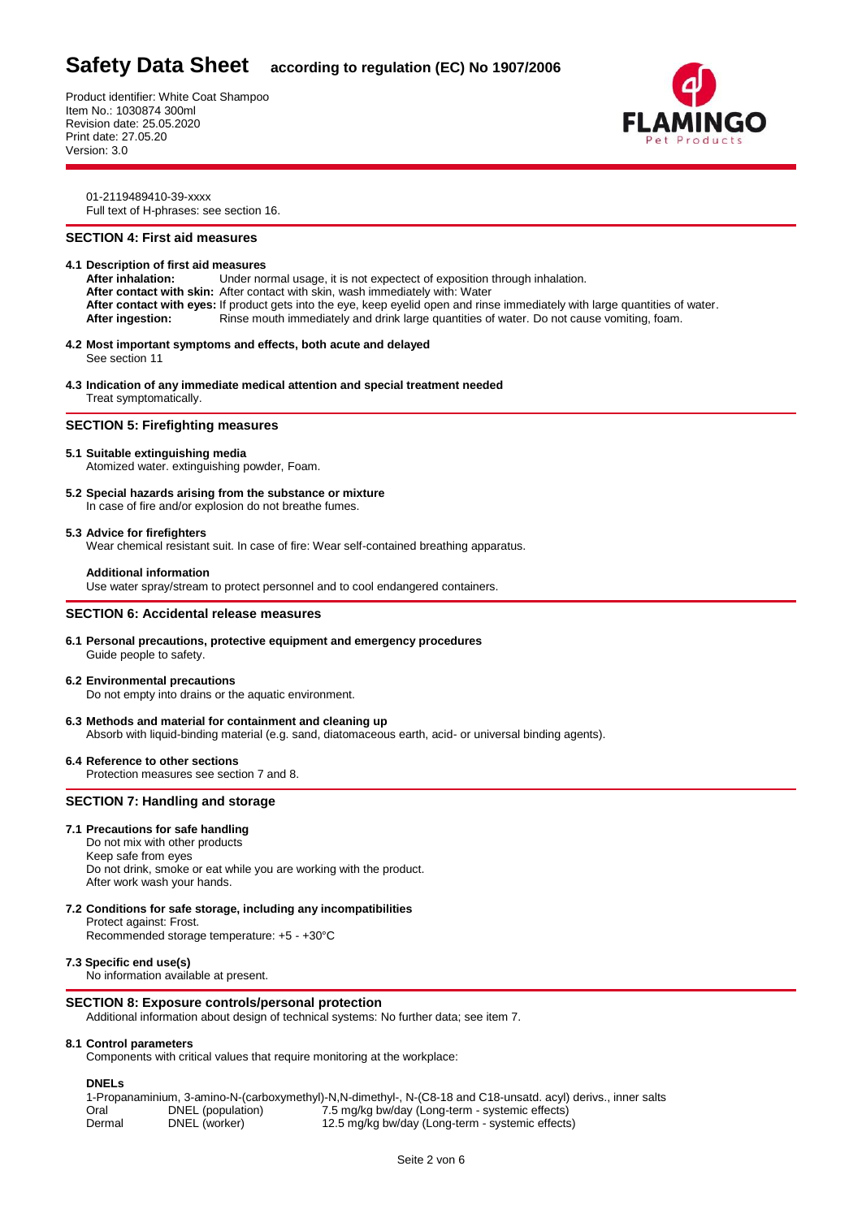01-2119489410-39-xxxx
Full text of H-phrases: see section 16.

## SECTION 4: First aid measures

### 4.1 Description of first aid measures

**After inhalation:** Under normal usage, it is not expectect of exposition through inhalation.
**After contact with skin:** After contact with skin, wash immediately with: Water
**After contact with eyes:** If product gets into the eye, keep eyelid open and rinse immediately with large quantities of water.
**After ingestion:** Rinse mouth immediately and drink large quantities of water. Do not cause vomiting, foam.

### 4.2 Most important symptoms and effects, both acute and delayed

See section 11

### 4.3 Indication of any immediate medical attention and special treatment needed

Treat symptomatically.

## SECTION 5: Firefighting measures

### 5.1 Suitable extinguishing media

Atomized water. extinguishing powder, Foam.

### 5.2 Special hazards arising from the substance or mixture

In case of fire and/or explosion do not breathe fumes.

### 5.3 Advice for firefighters

Wear chemical resistant suit. In case of fire: Wear self-contained breathing apparatus.

**Additional information**

Use water spray/stream to protect personnel and to cool endangered containers.

## SECTION 6: Accidental release measures

### 6.1 Personal precautions, protective equipment and emergency procedures

Guide people to safety.

### 6.2 Environmental precautions

Do not empty into drains or the aquatic environment.

### 6.3 Methods and material for containment and cleaning up

Absorb with liquid-binding material (e.g. sand, diatomaceous earth, acid- or universal binding agents).

### 6.4 Reference to other sections

Protection measures see section 7 and 8.

## SECTION 7: Handling and storage

### 7.1 Precautions for safe handling

Do not mix with other products
Keep safe from eyes
Do not drink, smoke or eat while you are working with the product.
After work wash your hands.

### 7.2 Conditions for safe storage, including any incompatibilities

Protect against: Frost.
Recommended storage temperature: +5 - +30°C

### 7.3 Specific end use(s)

No information available at present.

## SECTION 8: Exposure controls/personal protection

Additional information about design of technical systems: No further data; see item 7.

### 8.1 Control parameters

Components with critical values that require monitoring at the workplace:

**DNELs**

1-Propanaminium, 3-amino-N-(carboxymethyl)-N,N-dimethyl-, N-(C8-18 and C18-unsatd. acyl) derivs., inner salts

| | | |
|---|---|---|
| Oral | DNEL (population) | 7.5 mg/kg bw/day (Long-term - systemic effects) |
| Dermal | DNEL (worker) | 12.5 mg/kg bw/day (Long-term - systemic effects) |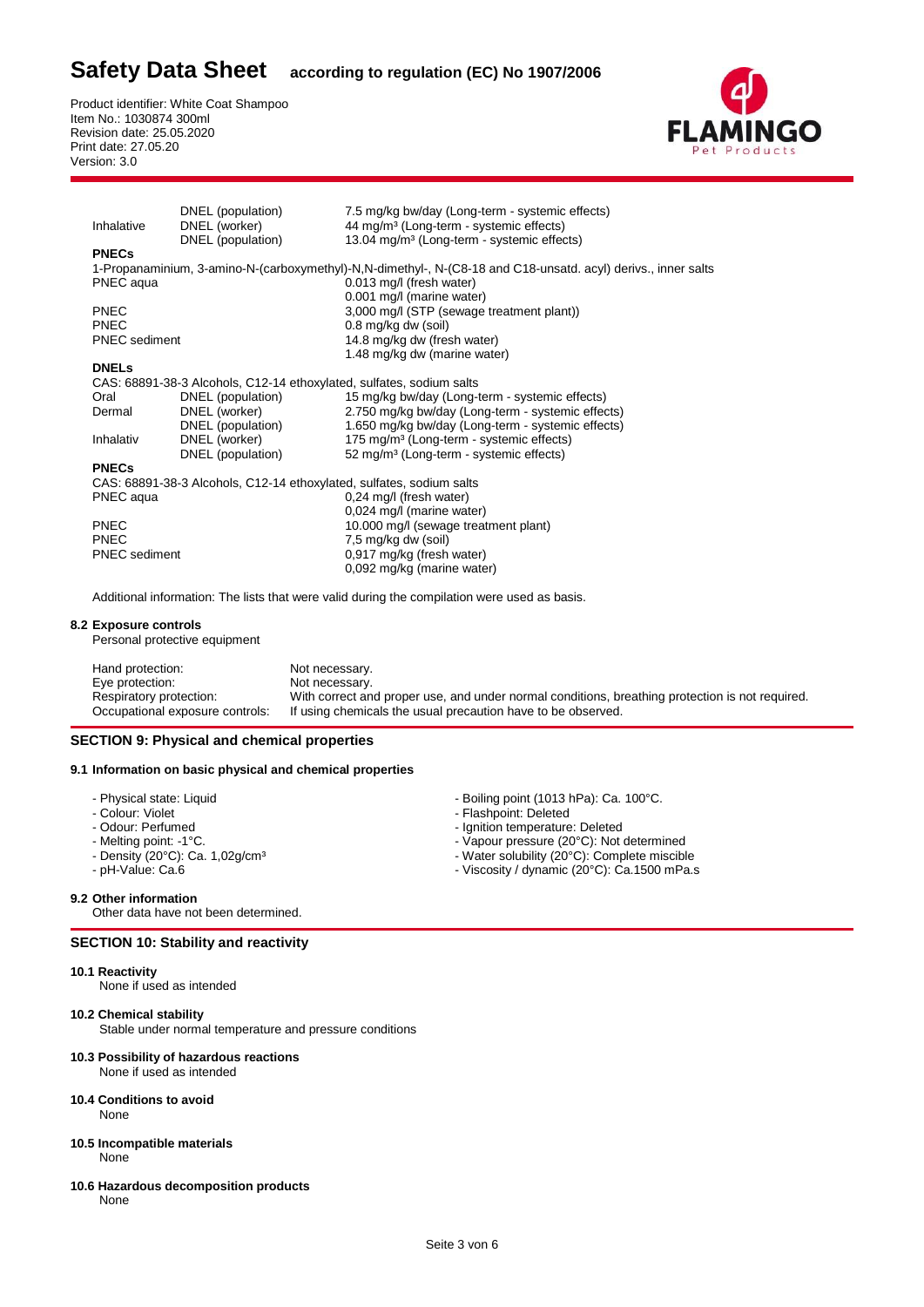| | | |
|---|---|---|
| | DNEL (population) | 7.5 mg/kg bw/day (Long-term - systemic effects) |
| Inhalative | DNEL (worker) | 44 mg/m³ (Long-term - systemic effects) |
| | DNEL (population) | 13.04 mg/m³ (Long-term - systemic effects) |

**PNECs**

1-Propanaminium, 3-amino-N-(carboxymethyl)-N,N-dimethyl-, N-(C8-18 and C18-unsatd. acyl) derivs., inner salts

| | |
|---|---|
| PNEC aqua | 0.013 mg/l (fresh water) |
| | 0.001 mg/l (marine water) |
| PNEC | 3,000 mg/l (STP (sewage treatment plant)) |
| PNEC | 0.8 mg/kg dw (soil) |
| PNEC sediment | 14.8 mg/kg dw (fresh water) |
| | 1.48 mg/kg dw (marine water) |

**DNELs**

CAS: 68891-38-3 Alcohols, C12-14 ethoxylated, sulfates, sodium salts

| | | |
|---|---|---|
| Oral | DNEL (population) | 15 mg/kg bw/day (Long-term - systemic effects) |
| Dermal | DNEL (worker) | 2.750 mg/kg bw/day (Long-term - systemic effects) |
| | DNEL (population) | 1.650 mg/kg bw/day (Long-term - systemic effects) |
| Inhalativ | DNEL (worker) | 175 mg/m³ (Long-term - systemic effects) |
| | DNEL (population) | 52 mg/m³ (Long-term - systemic effects) |

**PNECs**

CAS: 68891-38-3 Alcohols, C12-14 ethoxylated, sulfates, sodium salts

| | |
|---|---|
| PNEC aqua | 0,24 mg/l (fresh water) |
| | 0,024 mg/l (marine water) |
| PNEC | 10.000 mg/l (sewage treatment plant) |
| PNEC | 7,5 mg/kg dw (soil) |
| PNEC sediment | 0,917 mg/kg (fresh water) |
| | 0,092 mg/kg (marine water) |

Additional information: The lists that were valid during the compilation were used as basis.

### 8.2 Exposure controls

Personal protective equipment

| | |
|---|---|
| Hand protection: | Not necessary. |
| Eye protection: | Not necessary. |
| Respiratory protection: | With correct and proper use, and under normal conditions, breathing protection is not required. |
| Occupational exposure controls: | If using chemicals the usual precaution have to be observed. |

## SECTION 9: Physical and chemical properties

### 9.1 Information on basic physical and chemical properties

- Physical state: Liquid
- Colour: Violet
- Odour: Perfumed
- Melting point: -1°C.
- Density (20°C): Ca. 1,02g/cm³
- pH-Value: Ca.6
- Boiling point (1013 hPa): Ca. 100°C.
- Flashpoint: Deleted
- Ignition temperature: Deleted
- Vapour pressure (20°C): Not determined
- Water solubility (20°C): Complete miscible
- Viscosity / dynamic (20°C): Ca.1500 mPa.s

### 9.2 Other information

Other data have not been determined.

## SECTION 10: Stability and reactivity

### 10.1 Reactivity

None if used as intended

### 10.2 Chemical stability

Stable under normal temperature and pressure conditions

### 10.3 Possibility of hazardous reactions

None if used as intended

### 10.4 Conditions to avoid

None

### 10.5 Incompatible materials

None

### 10.6 Hazardous decomposition products

None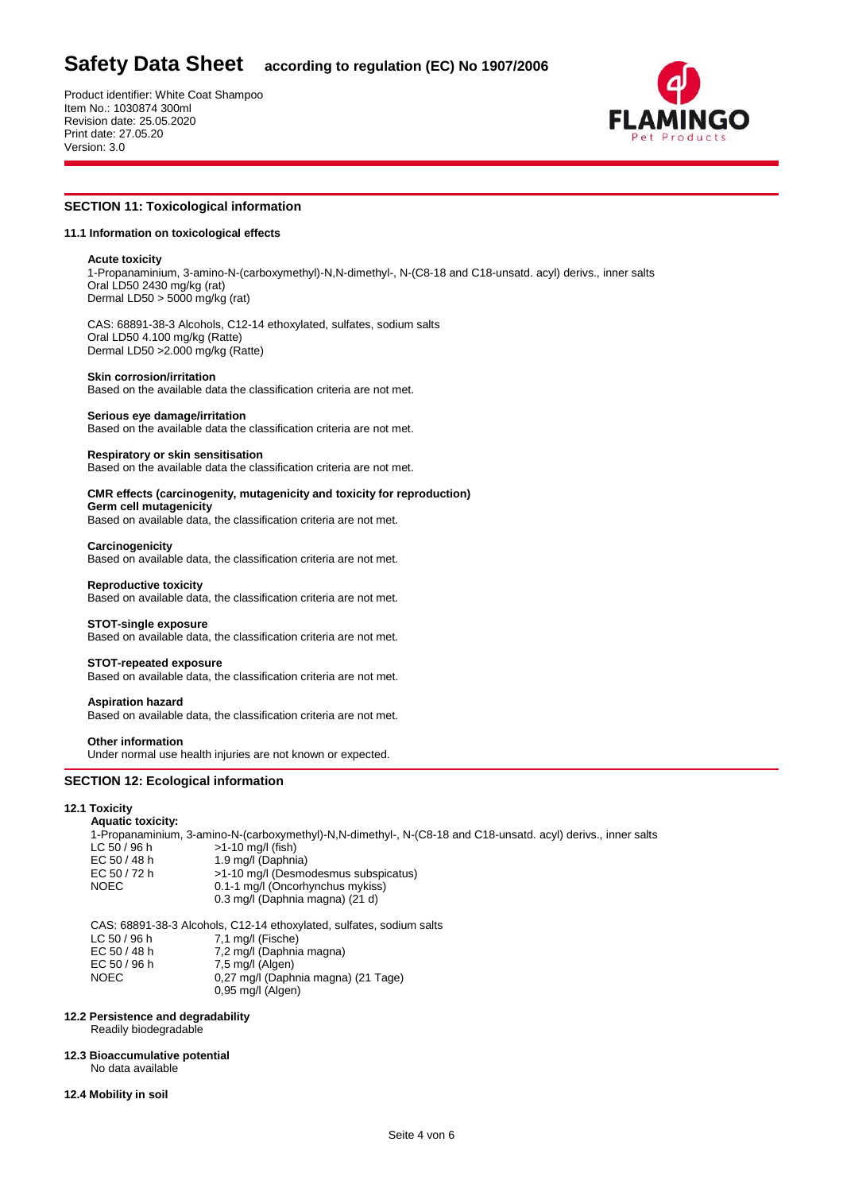## SECTION 11: Toxicological information

### 11.1 Information on toxicological effects

**Acute toxicity**

1-Propanaminium, 3-amino-N-(carboxymethyl)-N,N-dimethyl-, N-(C8-18 and C18-unsatd. acyl) derivs., inner salts
Oral LD50 2430 mg/kg (rat)
Dermal LD50 > 5000 mg/kg (rat)

CAS: 68891-38-3 Alcohols, C12-14 ethoxylated, sulfates, sodium salts
Oral LD50 4.100 mg/kg (Ratte)
Dermal LD50 >2.000 mg/kg (Ratte)

**Skin corrosion/irritation**
Based on the available data the classification criteria are not met.

**Serious eye damage/irritation**
Based on the available data the classification criteria are not met.

**Respiratory or skin sensitisation**
Based on the available data the classification criteria are not met.

**CMR effects (carcinogenity, mutagenicity and toxicity for reproduction)**
**Germ cell mutagenicity**
Based on available data, the classification criteria are not met.

**Carcinogenicity**
Based on available data, the classification criteria are not met.

**Reproductive toxicity**
Based on available data, the classification criteria are not met.

**STOT-single exposure**
Based on available data, the classification criteria are not met.

**STOT-repeated exposure**
Based on available data, the classification criteria are not met.

**Aspiration hazard**
Based on available data, the classification criteria are not met.

**Other information**
Under normal use health injuries are not known or expected.

## SECTION 12: Ecological information

### 12.1 Toxicity

**Aquatic toxicity:**

1-Propanaminium, 3-amino-N-(carboxymethyl)-N,N-dimethyl-, N-(C8-18 and C18-unsatd. acyl) derivs., inner salts

| | |
|---|---|
| LC 50 / 96 h | >1-10 mg/l (fish) |
| EC 50 / 48 h | 1.9 mg/l (Daphnia) |
| EC 50 / 72 h | >1-10 mg/l (Desmodesmus subspicatus) |
| NOEC | 0.1-1 mg/l (Oncorhynchus mykiss) |
| | 0.3 mg/l (Daphnia magna) (21 d) |

CAS: 68891-38-3 Alcohols, C12-14 ethoxylated, sulfates, sodium salts

| | |
|---|---|
| LC 50 / 96 h | 7,1 mg/l (Fische) |
| EC 50 / 48 h | 7,2 mg/l (Daphnia magna) |
| EC 50 / 96 h | 7,5 mg/l (Algen) |
| NOEC | 0,27 mg/l (Daphnia magna) (21 Tage) |
| | 0,95 mg/l (Algen) |

### 12.2 Persistence and degradability
Readily biodegradable

### 12.3 Bioaccumulative potential
No data available

### 12.4 Mobility in soil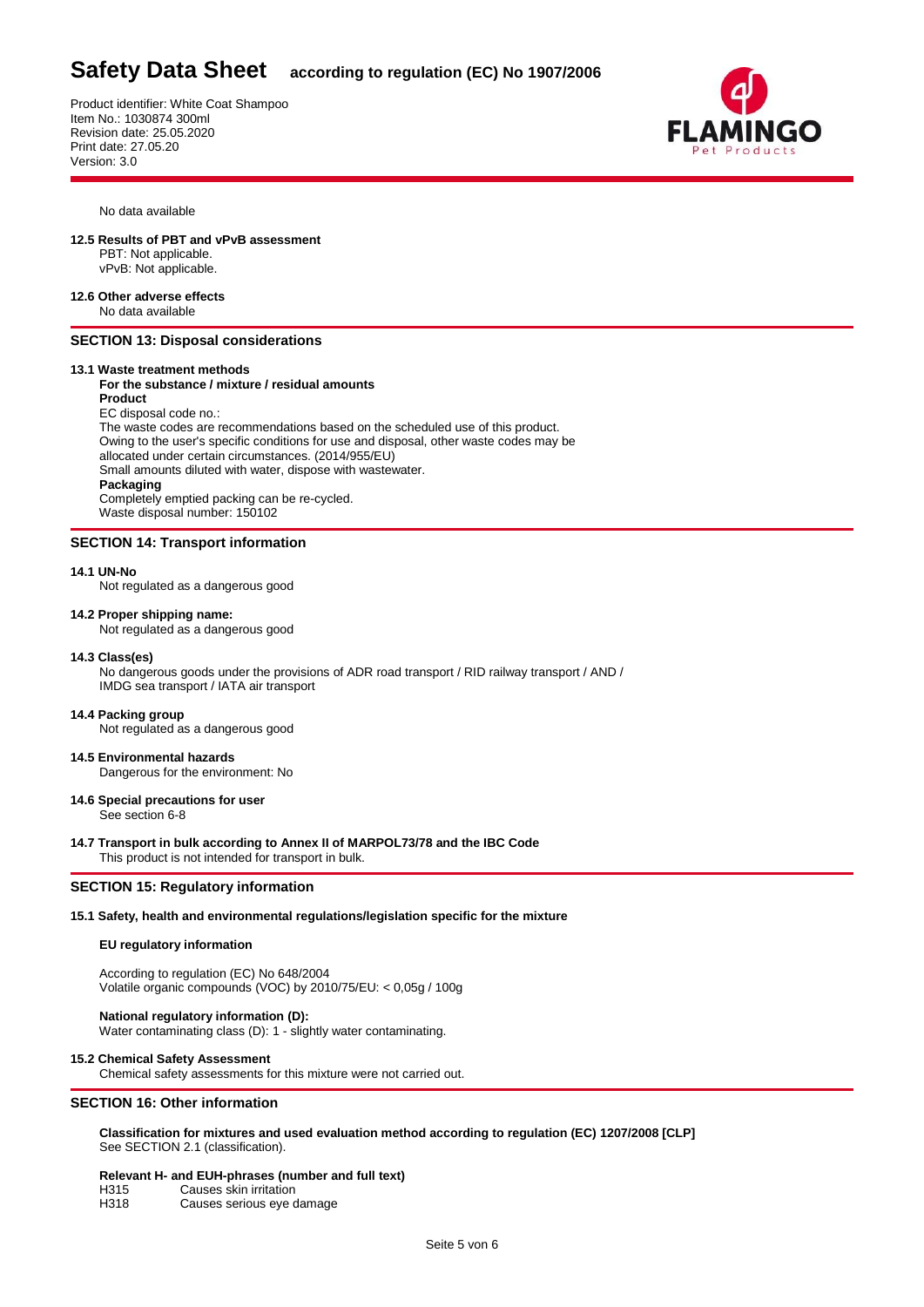No data available

**12.5 Results of PBT and vPvB assessment**

PBT: Not applicable.
vPvB: Not applicable.

**12.6 Other adverse effects**

No data available

## SECTION 13: Disposal considerations

**13.1 Waste treatment methods**

**For the substance / mixture / residual amounts**

**Product**

EC disposal code no.:
The waste codes are recommendations based on the scheduled use of this product.
Owing to the user's specific conditions for use and disposal, other waste codes may be allocated under certain circumstances. (2014/955/EU)
Small amounts diluted with water, dispose with wastewater.

**Packaging**

Completely emptied packing can be re-cycled.
Waste disposal number: 150102

## SECTION 14: Transport information

**14.1 UN-No**

Not regulated as a dangerous good

**14.2 Proper shipping name:**

Not regulated as a dangerous good

**14.3 Class(es)**

No dangerous goods under the provisions of ADR road transport / RID railway transport / AND / IMDG sea transport / IATA air transport

**14.4 Packing group**

Not regulated as a dangerous good

**14.5 Environmental hazards**

Dangerous for the environment: No

**14.6 Special precautions for user**

See section 6-8

**14.7 Transport in bulk according to Annex II of MARPOL73/78 and the IBC Code**

This product is not intended for transport in bulk.

## SECTION 15: Regulatory information

**15.1 Safety, health and environmental regulations/legislation specific for the mixture**

**EU regulatory information**

According to regulation (EC) No 648/2004
Volatile organic compounds (VOC) by 2010/75/EU: < 0,05g / 100g

**National regulatory information (D):**

Water contaminating class (D): 1 - slightly water contaminating.

**15.2 Chemical Safety Assessment**

Chemical safety assessments for this mixture were not carried out.

## SECTION 16: Other information

**Classification for mixtures and used evaluation method according to regulation (EC) 1207/2008 [CLP]**

See SECTION 2.1 (classification).

**Relevant H- and EUH-phrases (number and full text)**

| | |
|---|---|
| H315 | Causes skin irritation |
| H318 | Causes serious eye damage |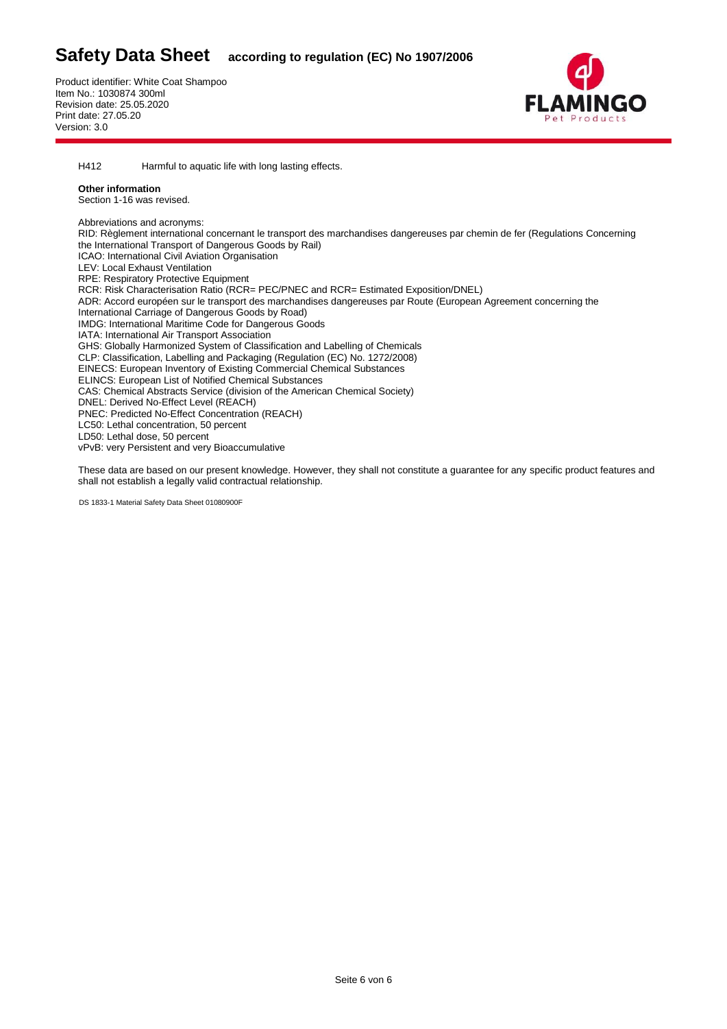H412 Harmful to aquatic life with long lasting effects.

**Other information**

Section 1-16 was revised.

Abbreviations and acronyms:

RID: Règlement international concernant le transport des marchandises dangereuses par chemin de fer (Regulations Concerning the International Transport of Dangerous Goods by Rail)
ICAO: International Civil Aviation Organisation
LEV: Local Exhaust Ventilation
RPE: Respiratory Protective Equipment
RCR: Risk Characterisation Ratio (RCR= PEC/PNEC and RCR= Estimated Exposition/DNEL)
ADR: Accord européen sur le transport des marchandises dangereuses par Route (European Agreement concerning the International Carriage of Dangerous Goods by Road)
IMDG: International Maritime Code for Dangerous Goods
IATA: International Air Transport Association
GHS: Globally Harmonized System of Classification and Labelling of Chemicals
CLP: Classification, Labelling and Packaging (Regulation (EC) No. 1272/2008)
EINECS: European Inventory of Existing Commercial Chemical Substances
ELINCS: European List of Notified Chemical Substances
CAS: Chemical Abstracts Service (division of the American Chemical Society)
DNEL: Derived No-Effect Level (REACH)
PNEC: Predicted No-Effect Concentration (REACH)
LC50: Lethal concentration, 50 percent
LD50: Lethal dose, 50 percent
vPvB: very Persistent and very Bioaccumulative

These data are based on our present knowledge. However, they shall not constitute a guarantee for any specific product features and shall not establish a legally valid contractual relationship.

DS 1833-1 Material Safety Data Sheet 01080900F